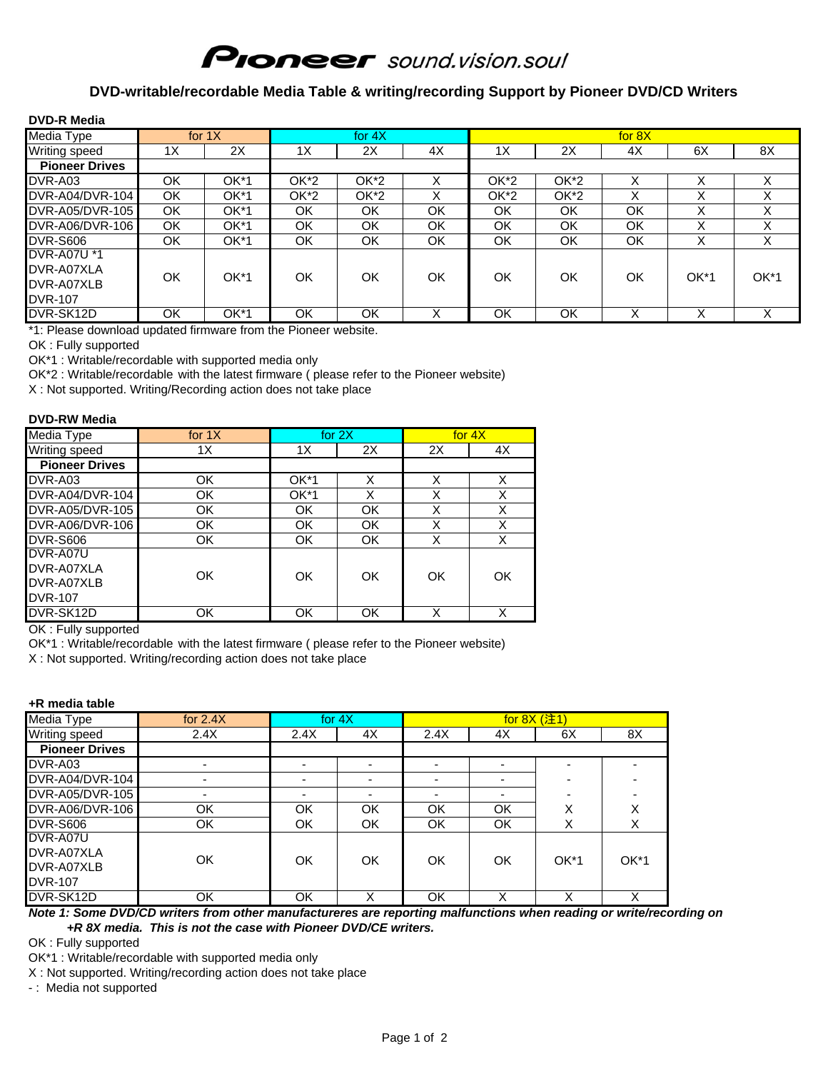# Pioneer sound.vision.soul

## DVD-writable/recordable Media Table & writing/recording Support by Pioneer DVD/CD Writers

### DVD-R Media

| Media Type | for 1X | | for 4X | | | for 8X | | | | |
|---|---|---|---|---|---|---|---|---|---|---|
| Writing speed | 1X | 2X | 1X | 2X | 4X | 1X | 2X | 4X | 6X | 8X |
| **Pioneer Drives** | | | | | | | | | | |
| DVR-A03 | OK | OK*1 | OK*2 | OK*2 | X | OK*2 | OK*2 | X | X | X |
| DVR-A04/DVR-104 | OK | OK*1 | OK*2 | OK*2 | X | OK*2 | OK*2 | X | X | X |
| DVR-A05/DVR-105 | OK | OK*1 | OK | OK | OK | OK | OK | OK | X | X |
| DVR-A06/DVR-106 | OK | OK*1 | OK | OK | OK | OK | OK | OK | X | X |
| DVR-S606 | OK | OK*1 | OK | OK | OK | OK | OK | OK | X | X |
| DVR-A07U *1<br>DVR-A07XLA<br>DVR-A07XLB<br>DVR-107 | OK | OK*1 | OK | OK | OK | OK | OK | OK | OK*1 | OK*1 |
| DVR-SK12D | OK | OK*1 | OK | OK | X | OK | OK | X | X | X |

*1: Please download updated firmware from the Pioneer website.

OK : Fully supported

OK*1 : Writable/recordable with supported media only

OK*2 : Writable/recordable with the latest firmware ( please refer to the Pioneer website)

X : Not supported. Writing/Recording action does not take place

### DVD-RW Media

| Media Type | for 1X | for 2X | | for 4X | |
|---|---|---|---|---|---|
| Writing speed | 1X | 1X | 2X | 2X | 4X |
| **Pioneer Drives** | | | | | |
| DVR-A03 | OK | OK*1 | X | X | X |
| DVR-A04/DVR-104 | OK | OK*1 | X | X | X |
| DVR-A05/DVR-105 | OK | OK | OK | X | X |
| DVR-A06/DVR-106 | OK | OK | OK | X | X |
| DVR-S606 | OK | OK | OK | X | X |
| DVR-A07U<br>DVR-A07XLA<br>DVR-A07XLB<br>DVR-107 | OK | OK | OK | OK | OK |
| DVR-SK12D | OK | OK | OK | X | X |

OK : Fully supported

OK*1 : Writable/recordable with the latest firmware ( please refer to the Pioneer website)

X : Not supported. Writing/recording action does not take place

### +R media table

| Media Type | for 2.4X | for 4X | | for 8X (注1) | | | |
|---|---|---|---|---|---|---|---|
| Writing speed | 2.4X | 2.4X | 4X | 2.4X | 4X | 6X | 8X |
| **Pioneer Drives** | | | | | | | |
| DVR-A03 | - | - | - | - | - | - | - |
| DVR-A04/DVR-104 | - | - | - | - | - | - | - |
| DVR-A05/DVR-105 | - | - | - | - | - | - | - |
| DVR-A06/DVR-106 | OK | OK | OK | OK | OK | X | X |
| DVR-S606 | OK | OK | OK | OK | OK | X | X |
| DVR-A07U<br>DVR-A07XLA<br>DVR-A07XLB<br>DVR-107 | OK | OK | OK | OK | OK | OK*1 | OK*1 |
| DVR-SK12D | OK | OK | X | OK | X | X | X |

***Note 1: Some DVD/CD writers from other manufactureres are reporting malfunctions when reading or write/recording on +R 8X media. This is not the case with Pioneer DVD/CE writers.***

OK : Fully supported

OK*1 : Writable/recordable with supported media only

X : Not supported. Writing/recording action does not take place

- : Media not supported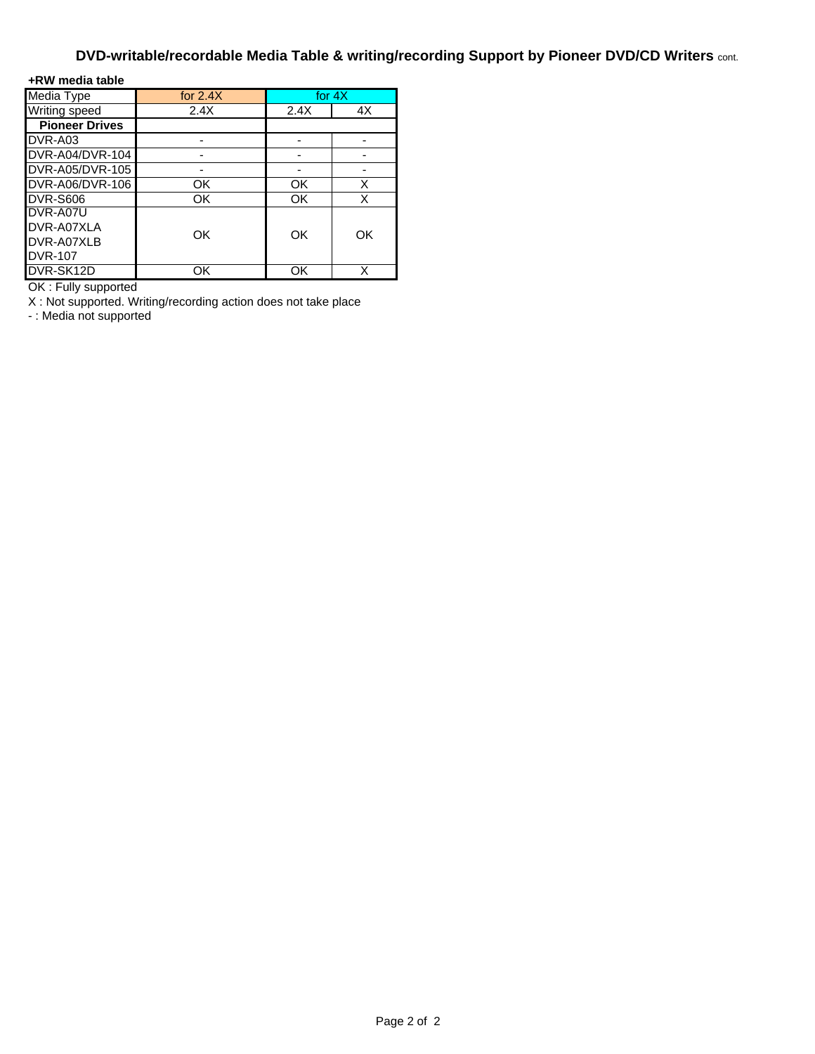## DVD-writable/recordable Media Table & writing/recording Support by Pioneer DVD/CD Writers cont.

**+RW media table**

| Media Type | for 2.4X | for 4X | |
|---|---|---|---|
| Writing speed | 2.4X | 2.4X | 4X |
| **Pioneer Drives** | | | |
| DVR-A03 | - | - | - |
| DVR-A04/DVR-104 | - | - | - |
| DVR-A05/DVR-105 | - | - | - |
| DVR-A06/DVR-106 | OK | OK | X |
| DVR-S606 | OK | OK | X |
| DVR-A07U<br>DVR-A07XLA<br>DVR-A07XLB<br>DVR-107 | OK | OK | OK |
| DVR-SK12D | OK | OK | X |

OK : Fully supported

X : Not supported. Writing/recording action does not take place

- : Media not supported